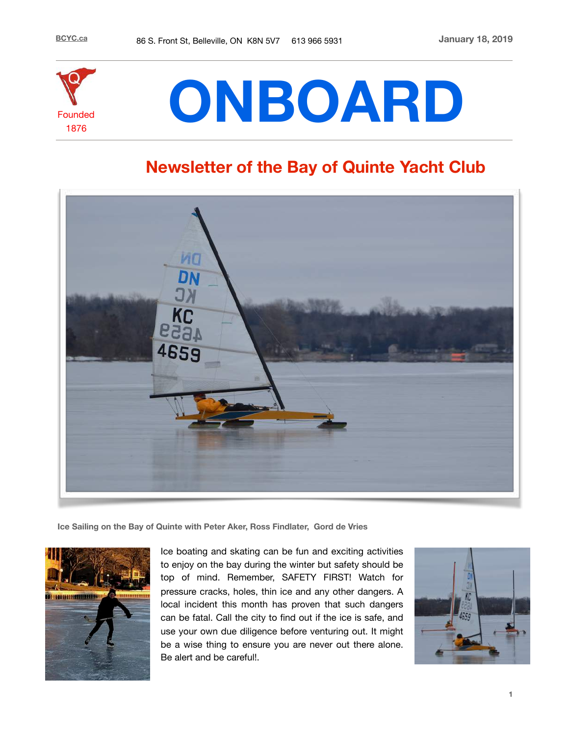BCYC.ca 86 S. Front St, Belleville, ON K8N 5V7 613 966 5931 January 18, 2019

Founded 1876

# ONBOARD

## Newsletter of the Bay of Quinte Yacht Club

Ice Sailing on the Bay of Quinte with Peter Aker, Ross Findlater, Gord de Vries

Ice boating and skating can be fun and exciting activities to enjoy on the bay during the winter but safety should be top of mind. Remember, SAFETY FIRST! Watch for pressure cracks, holes, thin ice and any other dangers. A local incident this month has proven that such dangers can be fatal. Call the city to find out if the ice is safe, and use your own due diligence before venturing out. It might be a wise thing to ensure you are never out there alone. Be alert and be careful!.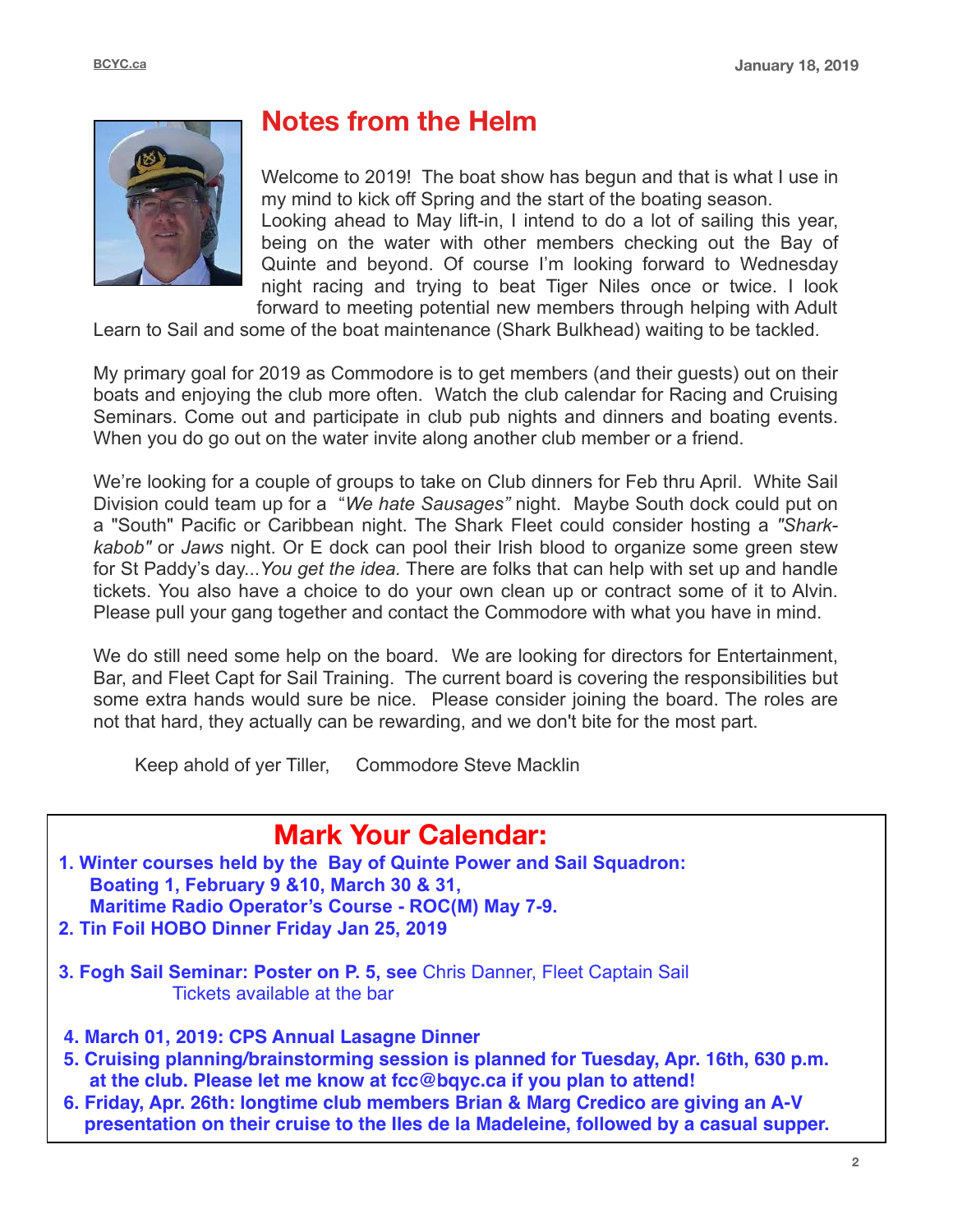## Notes from the Helm

Welcome to 2019! The boat show has begun and that is what I use in my mind to kick off Spring and the start of the boating season. Looking ahead to May lift-in, I intend to do a lot of sailing this year, being on the water with other members checking out the Bay of Quinte and beyond. Of course I'm looking forward to Wednesday night racing and trying to beat Tiger Niles once or twice. I look forward to meeting potential new members through helping with Adult Learn to Sail and some of the boat maintenance (Shark Bulkhead) waiting to be tackled.

My primary goal for 2019 as Commodore is to get members (and their guests) out on their boats and enjoying the club more often. Watch the club calendar for Racing and Cruising Seminars. Come out and participate in club pub nights and dinners and boating events. When you do go out on the water invite along another club member or a friend.

We're looking for a couple of groups to take on Club dinners for Feb thru April. White Sail Division could team up for a "*We hate Sausages"* night. Maybe South dock could put on a "South" Pacific or Caribbean night. The Shark Fleet could consider hosting a *"Shark-kabob"* or *Jaws* night. Or E dock can pool their Irish blood to organize some green stew for St Paddy's day...*You get the idea.* There are folks that can help with set up and handle tickets. You also have a choice to do your own clean up or contract some of it to Alvin. Please pull your gang together and contact the Commodore with what you have in mind.

We do still need some help on the board. We are looking for directors for Entertainment, Bar, and Fleet Capt for Sail Training. The current board is covering the responsibilities but some extra hands would sure be nice. Please consider joining the board. The roles are not that hard, they actually can be rewarding, and we don't bite for the most part.

Keep ahold of yer Tiller,     Commodore Steve Macklin

## Mark Your Calendar:

1. **Winter courses held by the Bay of Quinte Power and Sail Squadron:**
   **Boating 1, February 9 &10, March 30 & 31,**
   **Maritime Radio Operator's Course - ROC(M) May 7-9.**
2. **Tin Foil HOBO Dinner Friday Jan 25, 2019**
3. **Fogh Sail Seminar: Poster on P. 5, see** Chris Danner, Fleet Captain Sail
   Tickets available at the bar
4. **March 01, 2019: CPS Annual Lasagne Dinner**
5. **Cruising planning/brainstorming session is planned for Tuesday, Apr. 16th, 630 p.m. at the club. Please let me know at fcc@bqyc.ca if you plan to attend!**
6. **Friday, Apr. 26th: longtime club members Brian & Marg Credico are giving an A-V presentation on their cruise to the Iles de la Madeleine, followed by a casual supper.**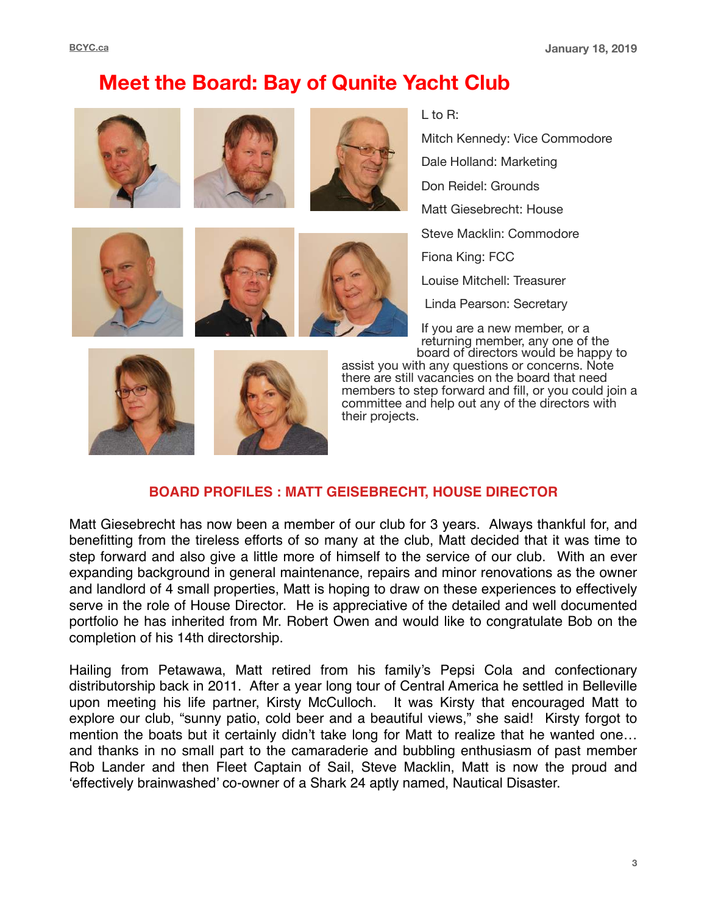# Meet the Board: Bay of Qunite Yacht Club

L to R:

Mitch Kennedy: Vice Commodore

Dale Holland: Marketing

Don Reidel: Grounds

Matt Giesebrecht: House

Steve Macklin: Commodore

Fiona King: FCC

Louise Mitchell: Treasurer

Linda Pearson: Secretary

If you are a new member, or a returning member, any one of the board of directors would be happy to assist you with any questions or concerns. Note there are still vacancies on the board that need members to step forward and fill, or you could join a committee and help out any of the directors with their projects.

## BOARD PROFILES : MATT GEISEBRECHT, HOUSE DIRECTOR

Matt Giesebrecht has now been a member of our club for 3 years. Always thankful for, and benefitting from the tireless efforts of so many at the club, Matt decided that it was time to step forward and also give a little more of himself to the service of our club. With an ever expanding background in general maintenance, repairs and minor renovations as the owner and landlord of 4 small properties, Matt is hoping to draw on these experiences to effectively serve in the role of House Director. He is appreciative of the detailed and well documented portfolio he has inherited from Mr. Robert Owen and would like to congratulate Bob on the completion of his 14th directorship.

Hailing from Petawawa, Matt retired from his family's Pepsi Cola and confectionary distributorship back in 2011. After a year long tour of Central America he settled in Belleville upon meeting his life partner, Kirsty McCulloch. It was Kirsty that encouraged Matt to explore our club, "sunny patio, cold beer and a beautiful views," she said! Kirsty forgot to mention the boats but it certainly didn't take long for Matt to realize that he wanted one… and thanks in no small part to the camaraderie and bubbling enthusiasm of past member Rob Lander and then Fleet Captain of Sail, Steve Macklin, Matt is now the proud and 'effectively brainwashed' co-owner of a Shark 24 aptly named, Nautical Disaster.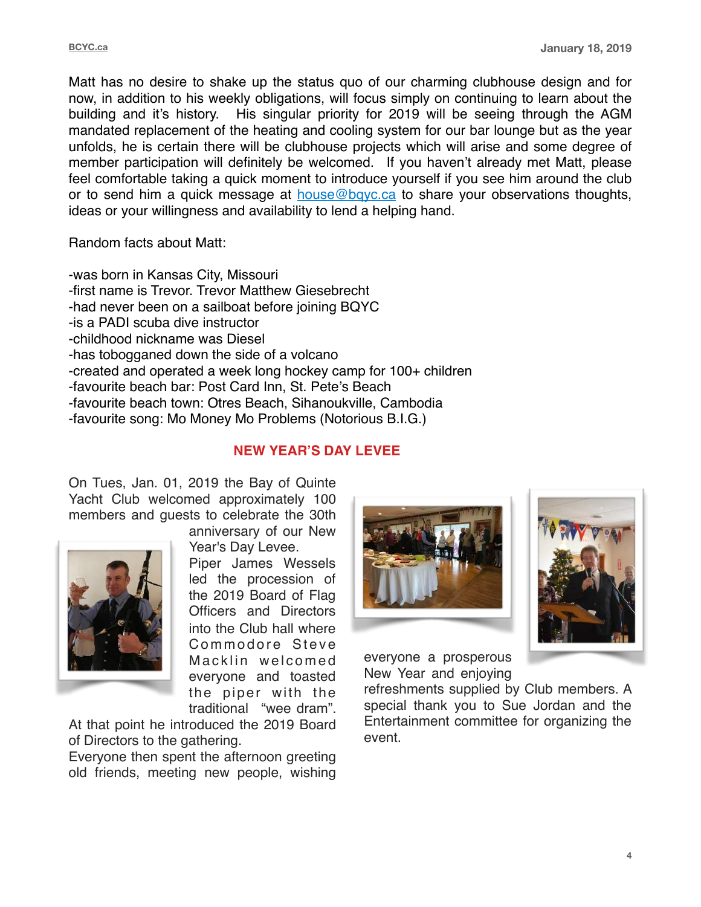Matt has no desire to shake up the status quo of our charming clubhouse design and for now, in addition to his weekly obligations, will focus simply on continuing to learn about the building and it's history. His singular priority for 2019 will be seeing through the AGM mandated replacement of the heating and cooling system for our bar lounge but as the year unfolds, he is certain there will be clubhouse projects which will arise and some degree of member participation will definitely be welcomed. If you haven't already met Matt, please feel comfortable taking a quick moment to introduce yourself if you see him around the club or to send him a quick message at house@bqyc.ca to share your observations thoughts, ideas or your willingness and availability to lend a helping hand.

Random facts about Matt:

-was born in Kansas City, Missouri
-first name is Trevor. Trevor Matthew Giesebrecht
-had never been on a sailboat before joining BQYC
-is a PADI scuba dive instructor
-childhood nickname was Diesel
-has tobogganed down the side of a volcano
-created and operated a week long hockey camp for 100+ children
-favourite beach bar: Post Card Inn, St. Pete's Beach
-favourite beach town: Otres Beach, Sihanoukville, Cambodia
-favourite song: Mo Money Mo Problems (Notorious B.I.G.)

## NEW YEAR'S DAY LEVEE

On Tues, Jan. 01, 2019 the Bay of Quinte Yacht Club welcomed approximately 100 members and guests to celebrate the 30th anniversary of our New Year's Day Levee. Piper James Wessels led the procession of the 2019 Board of Flag Officers and Directors into the Club hall where Commodore Steve Macklin welcomed everyone and toasted the piper with the traditional "wee dram". At that point he introduced the 2019 Board of Directors to the gathering.
Everyone then spent the afternoon greeting old friends, meeting new people, wishing everyone a prosperous New Year and enjoying refreshments supplied by Club members. A special thank you to Sue Jordan and the Entertainment committee for organizing the event.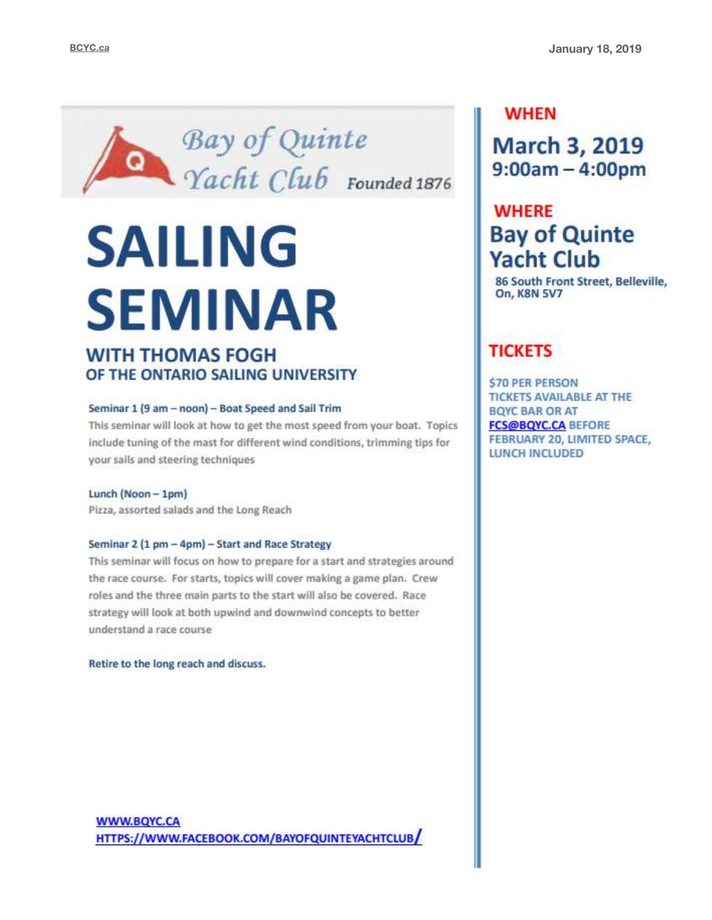Bay of Quinte Yacht Club Founded 1876

# SAILING SEMINAR

## WITH THOMAS FOGH
### OF THE ONTARIO SAILING UNIVERSITY

**Seminar 1 (9 am – noon) – Boat Speed and Sail Trim**

This seminar will look at how to get the most speed from your boat. Topics include tuning of the mast for different wind conditions, trimming tips for your sails and steering techniques

**Lunch (Noon – 1pm)**

Pizza, assorted salads and the Long Reach

**Seminar 2 (1 pm – 4pm) – Start and Race Strategy**

This seminar will focus on how to prepare for a start and strategies around the race course. For starts, topics will cover making a game plan. Crew roles and the three main parts to the start will also be covered. Race strategy will look at both upwind and downwind concepts to better understand a race course

**Retire to the long reach and discuss.**

WWW.BQYC.CA
HTTPS://WWW.FACEBOOK.COM/BAYOFQUINTEYACHTCLUB/

## WHEN

**March 3, 2019**
**9:00am – 4:00pm**

## WHERE

**Bay of Quinte Yacht Club**

86 South Front Street, Belleville, On, K8N 5V7

## TICKETS

$70 PER PERSON
TICKETS AVAILABLE AT THE BQYC BAR OR AT FCS@BQYC.CA BEFORE FEBRUARY 20, LIMITED SPACE, LUNCH INCLUDED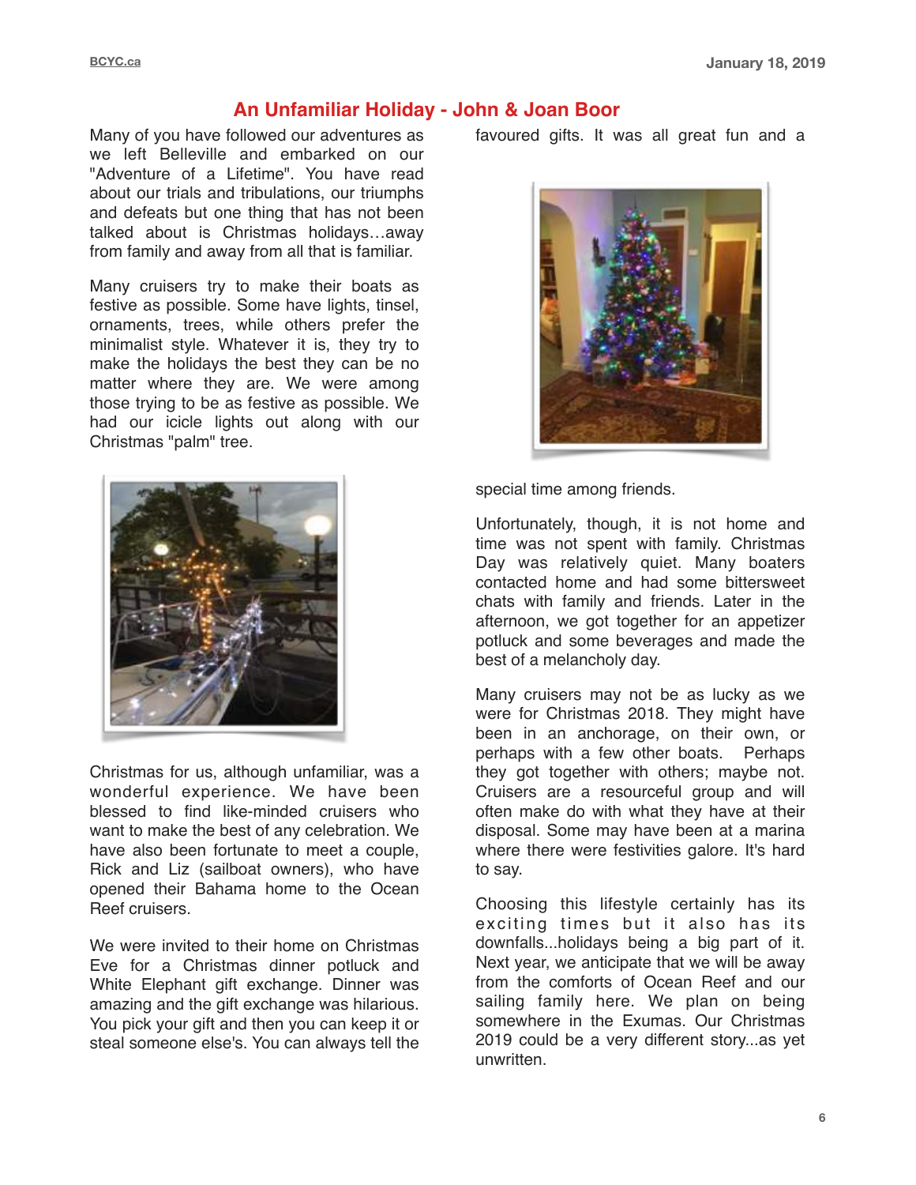## An Unfamiliar Holiday - John & Joan Boor

Many of you have followed our adventures as we left Belleville and embarked on our "Adventure of a Lifetime". You have read about our trials and tribulations, our triumphs and defeats but one thing that has not been talked about is Christmas holidays…away from family and away from all that is familiar.

Many cruisers try to make their boats as festive as possible. Some have lights, tinsel, ornaments, trees, while others prefer the minimalist style. Whatever it is, they try to make the holidays the best they can be no matter where they are. We were among those trying to be as festive as possible. We had our icicle lights out along with our Christmas "palm" tree.

Christmas for us, although unfamiliar, was a wonderful experience. We have been blessed to find like-minded cruisers who want to make the best of any celebration. We have also been fortunate to meet a couple, Rick and Liz (sailboat owners), who have opened their Bahama home to the Ocean Reef cruisers.

We were invited to their home on Christmas Eve for a Christmas dinner potluck and White Elephant gift exchange. Dinner was amazing and the gift exchange was hilarious. You pick your gift and then you can keep it or steal someone else's. You can always tell the favoured gifts. It was all great fun and a special time among friends.

Unfortunately, though, it is not home and time was not spent with family. Christmas Day was relatively quiet. Many boaters contacted home and had some bittersweet chats with family and friends. Later in the afternoon, we got together for an appetizer potluck and some beverages and made the best of a melancholy day.

Many cruisers may not be as lucky as we were for Christmas 2018. They might have been in an anchorage, on their own, or perhaps with a few other boats. Perhaps they got together with others; maybe not. Cruisers are a resourceful group and will often make do with what they have at their disposal. Some may have been at a marina where there were festivities galore. It's hard to say.

Choosing this lifestyle certainly has its exciting times but it also has its downfalls...holidays being a big part of it. Next year, we anticipate that we will be away from the comforts of Ocean Reef and our sailing family here. We plan on being somewhere in the Exumas. Our Christmas 2019 could be a very different story...as yet unwritten.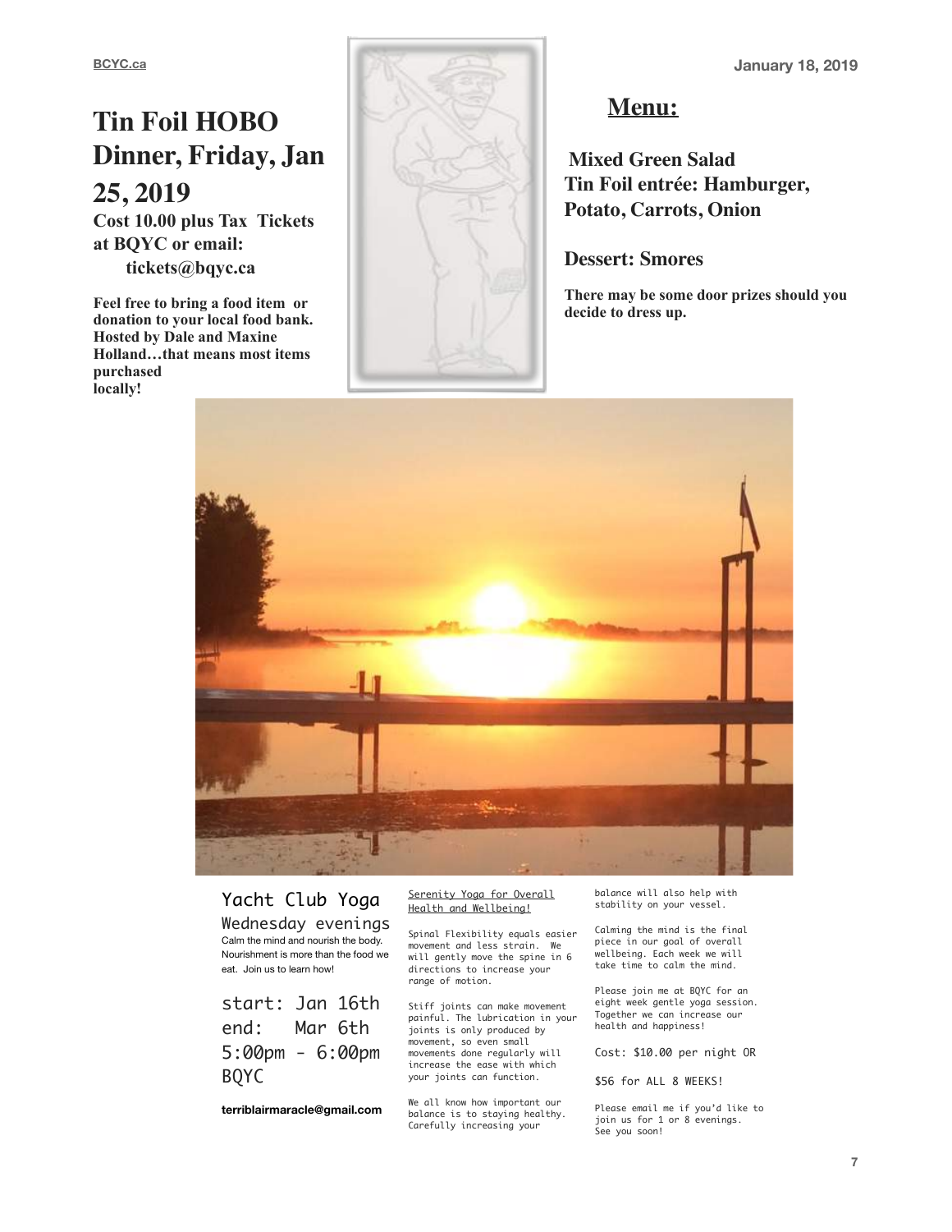# Tin Foil HOBO Dinner, Friday, Jan 25, 2019

**Cost 10.00 plus Tax Tickets at BQYC or email: tickets@bqyc.ca**

**Feel free to bring a food item or donation to your local food bank. Hosted by Dale and Maxine Holland…that means most items purchased locally!**

## Menu:

**Mixed Green Salad**
**Tin Foil entrée: Hamburger, Potato, Carrots, Onion**

**Dessert: Smores**

**There may be some door prizes should you decide to dress up.**

## Yacht Club Yoga

Wednesday evenings

Calm the mind and nourish the body. Nourishment is more than the food we eat. Join us to learn how!

start: Jan 16th
end: Mar 6th
5:00pm - 6:00pm
BQYC

**terriblairmaracle@gmail.com**

Serenity Yoga for Overall Health and Wellbeing!

Spinal Flexibility equals easier movement and less strain. We will gently move the spine in 6 directions to increase your range of motion.

Stiff joints can make movement painful. The lubrication in your joints is only produced by movement, so even small movements done regularly will increase the ease with which your joints can function.

We all know how important our balance is to staying healthy. Carefully increasing your balance will also help with stability on your vessel.

Calming the mind is the final piece in our goal of overall wellbeing. Each week we will take time to calm the mind.

Please join me at BQYC for an eight week gentle yoga session. Together we can increase our health and happiness!

Cost: $10.00 per night OR

$56 for ALL 8 WEEKS!

Please email me if you'd like to join us for 1 or 8 evenings. See you soon!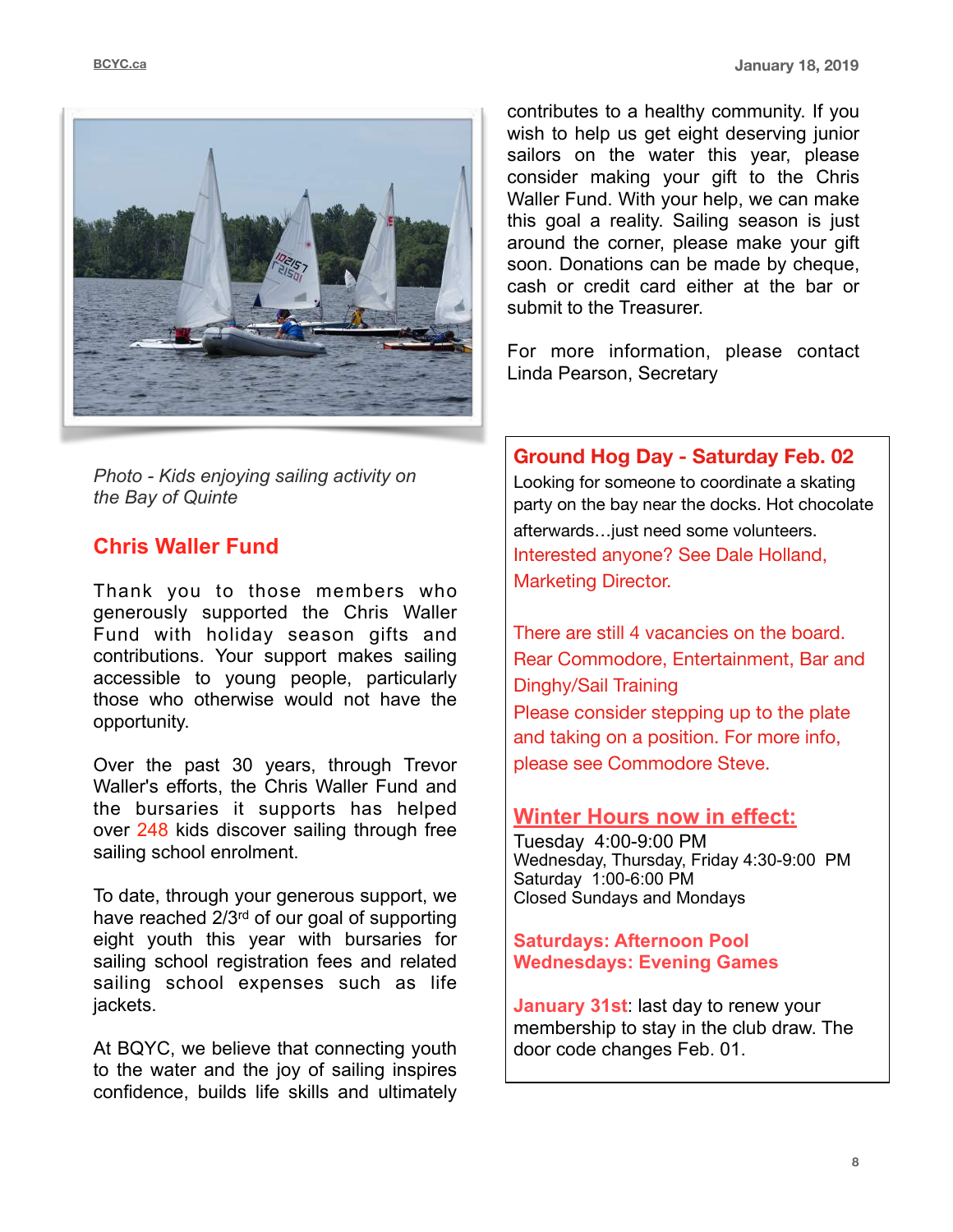*Photo - Kids enjoying sailing activity on the Bay of Quinte*

## Chris Waller Fund

Thank you to those members who generously supported the Chris Waller Fund with holiday season gifts and contributions. Your support makes sailing accessible to young people, particularly those who otherwise would not have the opportunity.

Over the past 30 years, through Trevor Waller's efforts, the Chris Waller Fund and the bursaries it supports has helped over 248 kids discover sailing through free sailing school enrolment.

To date, through your generous support, we have reached 2/3rd of our goal of supporting eight youth this year with bursaries for sailing school registration fees and related sailing school expenses such as life jackets.

At BQYC, we believe that connecting youth to the water and the joy of sailing inspires confidence, builds life skills and ultimately contributes to a healthy community. If you wish to help us get eight deserving junior sailors on the water this year, please consider making your gift to the Chris Waller Fund. With your help, we can make this goal a reality. Sailing season is just around the corner, please make your gift soon. Donations can be made by cheque, cash or credit card either at the bar or submit to the Treasurer.

For more information, please contact Linda Pearson, Secretary

## Ground Hog Day - Saturday Feb. 02

Looking for someone to coordinate a skating party on the bay near the docks. Hot chocolate afterwards…just need some volunteers. Interested anyone? See Dale Holland, Marketing Director.

There are still 4 vacancies on the board. Rear Commodore, Entertainment, Bar and Dinghy/Sail Training

Please consider stepping up to the plate and taking on a position. For more info, please see Commodore Steve.

## Winter Hours now in effect:

Tuesday 4:00-9:00 PM
Wednesday, Thursday, Friday 4:30-9:00 PM
Saturday 1:00-6:00 PM
Closed Sundays and Mondays

**Saturdays: Afternoon Pool**
**Wednesdays: Evening Games**

**January 31st**: last day to renew your membership to stay in the club draw. The door code changes Feb. 01.